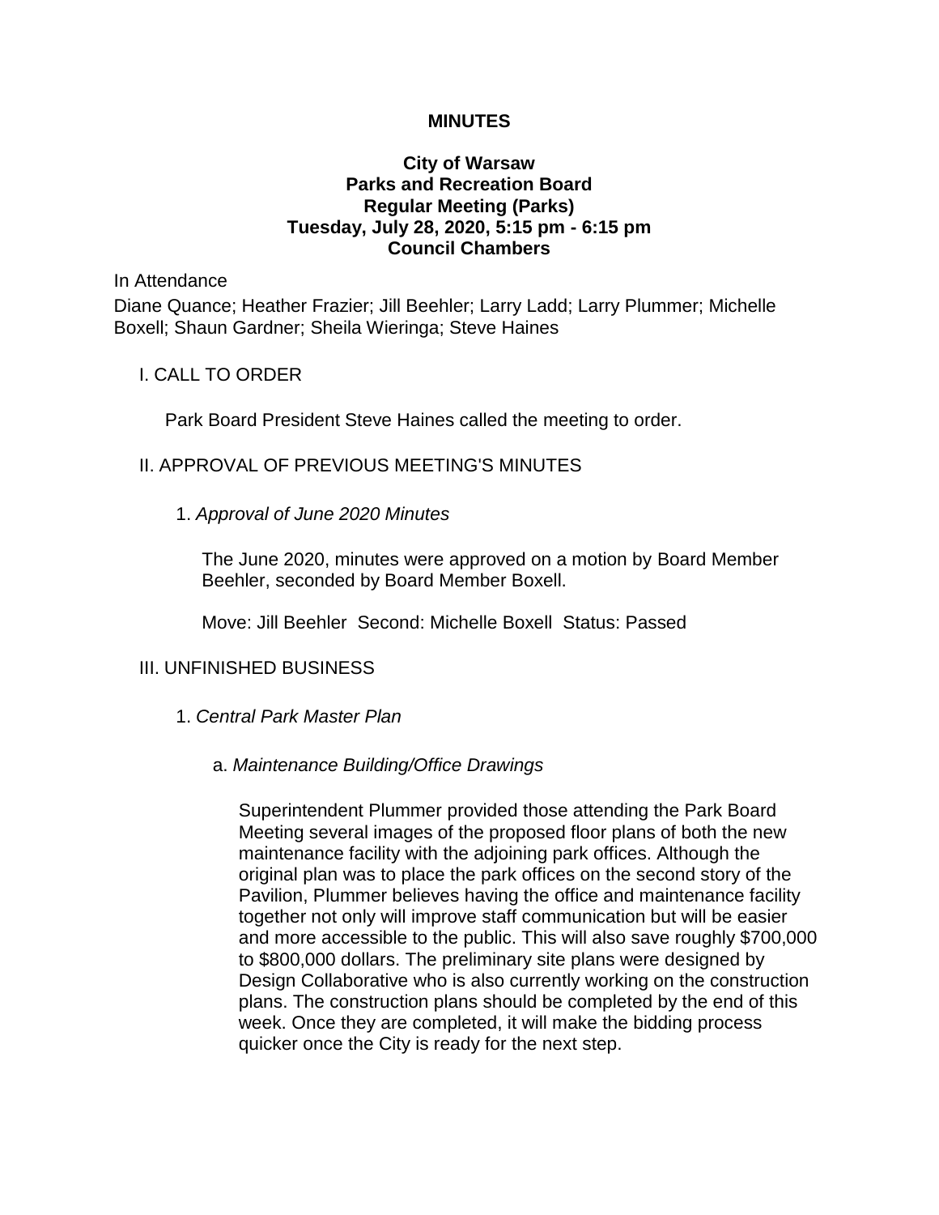**MINUTES**

**City of Warsaw**
**Parks and Recreation Board**
**Regular Meeting (Parks)**
**Tuesday, July 28, 2020, 5:15 pm - 6:15 pm**
**Council Chambers**

In Attendance

Diane Quance; Heather Frazier; Jill Beehler; Larry Ladd; Larry Plummer; Michelle Boxell; Shaun Gardner; Sheila Wieringa; Steve Haines

I. CALL TO ORDER

Park Board President Steve Haines called the meeting to order.

II. APPROVAL OF PREVIOUS MEETING'S MINUTES

1. *Approval of June 2020 Minutes*

The June 2020, minutes were approved on a motion by Board Member Beehler, seconded by Board Member Boxell.

Move: Jill Beehler Second: Michelle Boxell Status: Passed

III. UNFINISHED BUSINESS

1. *Central Park Master Plan*

a. *Maintenance Building/Office Drawings*

Superintendent Plummer provided those attending the Park Board Meeting several images of the proposed floor plans of both the new maintenance facility with the adjoining park offices. Although the original plan was to place the park offices on the second story of the Pavilion, Plummer believes having the office and maintenance facility together not only will improve staff communication but will be easier and more accessible to the public. This will also save roughly $700,000 to $800,000 dollars. The preliminary site plans were designed by Design Collaborative who is also currently working on the construction plans. The construction plans should be completed by the end of this week. Once they are completed, it will make the bidding process quicker once the City is ready for the next step.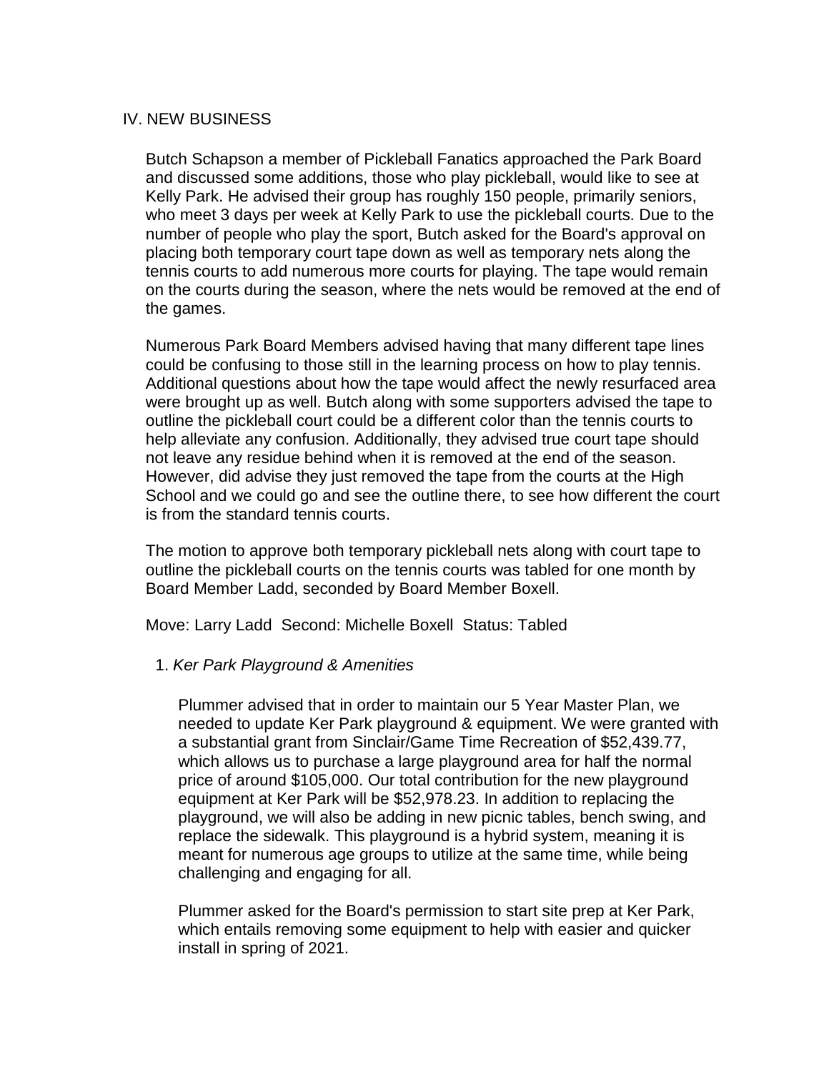## IV. NEW BUSINESS

Butch Schapson a member of Pickleball Fanatics approached the Park Board and discussed some additions, those who play pickleball, would like to see at Kelly Park. He advised their group has roughly 150 people, primarily seniors, who meet 3 days per week at Kelly Park to use the pickleball courts. Due to the number of people who play the sport, Butch asked for the Board's approval on placing both temporary court tape down as well as temporary nets along the tennis courts to add numerous more courts for playing. The tape would remain on the courts during the season, where the nets would be removed at the end of the games.

Numerous Park Board Members advised having that many different tape lines could be confusing to those still in the learning process on how to play tennis. Additional questions about how the tape would affect the newly resurfaced area were brought up as well. Butch along with some supporters advised the tape to outline the pickleball court could be a different color than the tennis courts to help alleviate any confusion. Additionally, they advised true court tape should not leave any residue behind when it is removed at the end of the season. However, did advise they just removed the tape from the courts at the High School and we could go and see the outline there, to see how different the court is from the standard tennis courts.

The motion to approve both temporary pickleball nets along with court tape to outline the pickleball courts on the tennis courts was tabled for one month by Board Member Ladd, seconded by Board Member Boxell.

Move: Larry Ladd Second: Michelle Boxell Status: Tabled

1. *Ker Park Playground & Amenities*

   Plummer advised that in order to maintain our 5 Year Master Plan, we needed to update Ker Park playground & equipment. We were granted with a substantial grant from Sinclair/Game Time Recreation of $52,439.77, which allows us to purchase a large playground area for half the normal price of around $105,000. Our total contribution for the new playground equipment at Ker Park will be $52,978.23. In addition to replacing the playground, we will also be adding in new picnic tables, bench swing, and replace the sidewalk. This playground is a hybrid system, meaning it is meant for numerous age groups to utilize at the same time, while being challenging and engaging for all.

   Plummer asked for the Board's permission to start site prep at Ker Park, which entails removing some equipment to help with easier and quicker install in spring of 2021.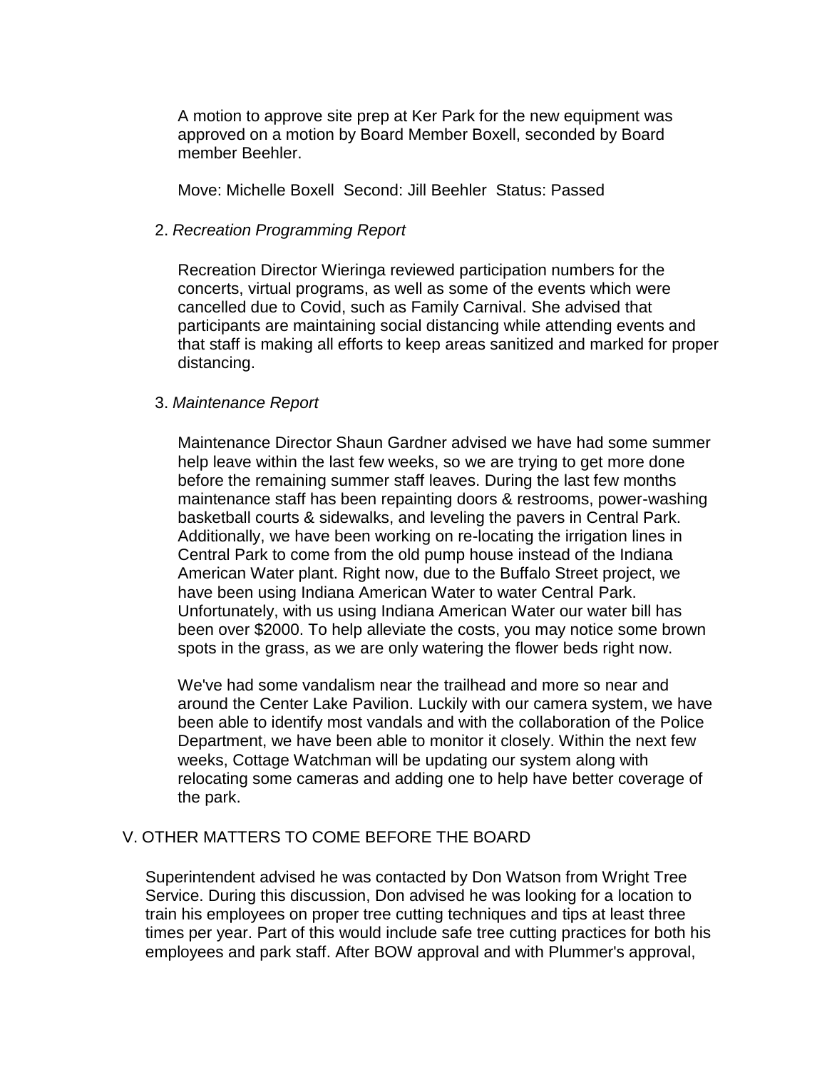A motion to approve site prep at Ker Park for the new equipment was approved on a motion by Board Member Boxell, seconded by Board member Beehler.

Move: Michelle Boxell Second: Jill Beehler Status: Passed

2. *Recreation Programming Report*

Recreation Director Wieringa reviewed participation numbers for the concerts, virtual programs, as well as some of the events which were cancelled due to Covid, such as Family Carnival. She advised that participants are maintaining social distancing while attending events and that staff is making all efforts to keep areas sanitized and marked for proper distancing.

3. *Maintenance Report*

Maintenance Director Shaun Gardner advised we have had some summer help leave within the last few weeks, so we are trying to get more done before the remaining summer staff leaves. During the last few months maintenance staff has been repainting doors & restrooms, power-washing basketball courts & sidewalks, and leveling the pavers in Central Park. Additionally, we have been working on re-locating the irrigation lines in Central Park to come from the old pump house instead of the Indiana American Water plant. Right now, due to the Buffalo Street project, we have been using Indiana American Water to water Central Park. Unfortunately, with us using Indiana American Water our water bill has been over $2000. To help alleviate the costs, you may notice some brown spots in the grass, as we are only watering the flower beds right now.

We've had some vandalism near the trailhead and more so near and around the Center Lake Pavilion. Luckily with our camera system, we have been able to identify most vandals and with the collaboration of the Police Department, we have been able to monitor it closely. Within the next few weeks, Cottage Watchman will be updating our system along with relocating some cameras and adding one to help have better coverage of the park.

## V. OTHER MATTERS TO COME BEFORE THE BOARD

Superintendent advised he was contacted by Don Watson from Wright Tree Service. During this discussion, Don advised he was looking for a location to train his employees on proper tree cutting techniques and tips at least three times per year. Part of this would include safe tree cutting practices for both his employees and park staff. After BOW approval and with Plummer's approval,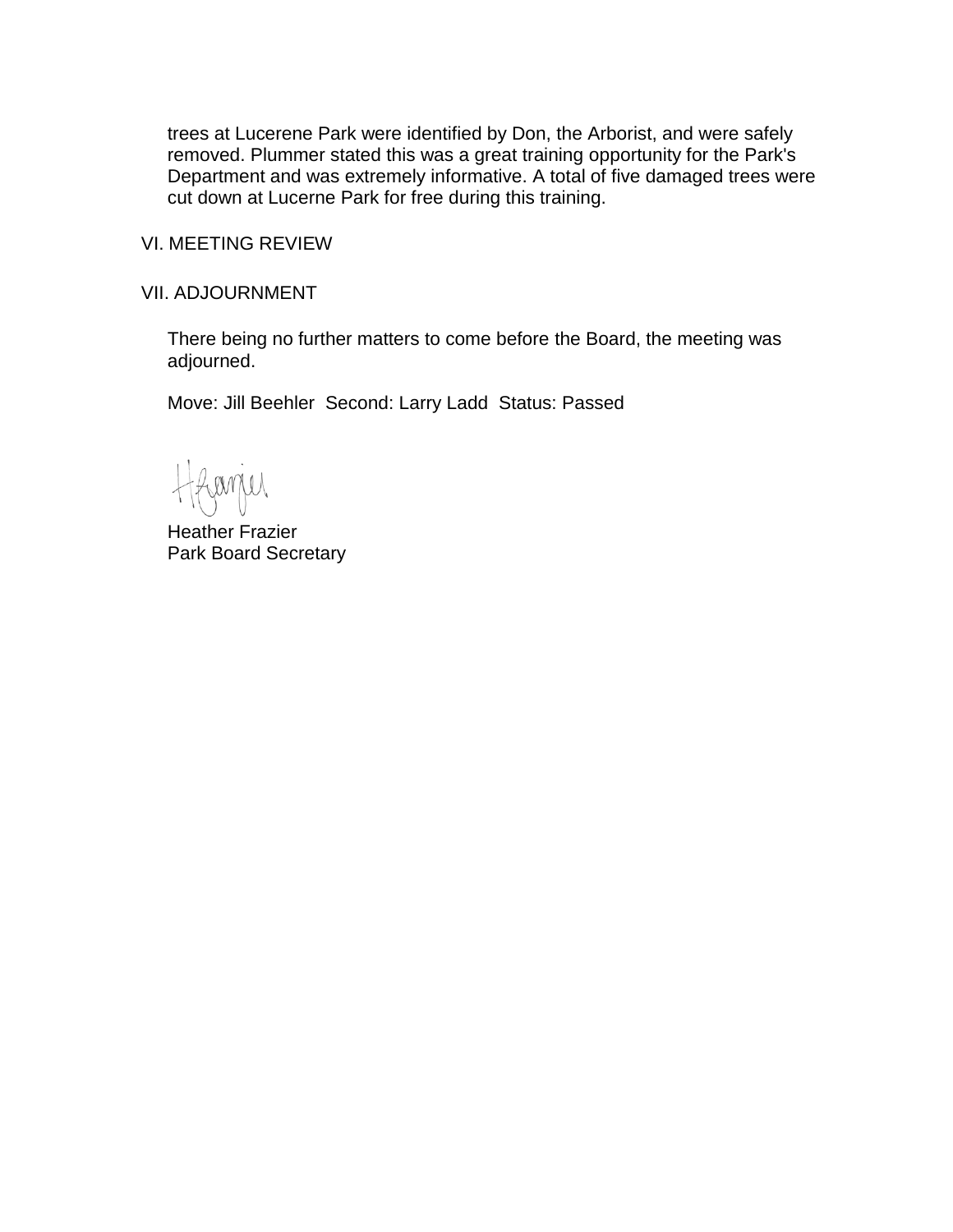trees at Lucerene Park were identified by Don, the Arborist, and were safely removed. Plummer stated this was a great training opportunity for the Park's Department and was extremely informative. A total of five damaged trees were cut down at Lucerne Park for free during this training.

## VI. MEETING REVIEW

## VII. ADJOURNMENT

There being no further matters to come before the Board, the meeting was adjourned.

Move: Jill Beehler Second: Larry Ladd Status: Passed

Heather Frazier
Park Board Secretary